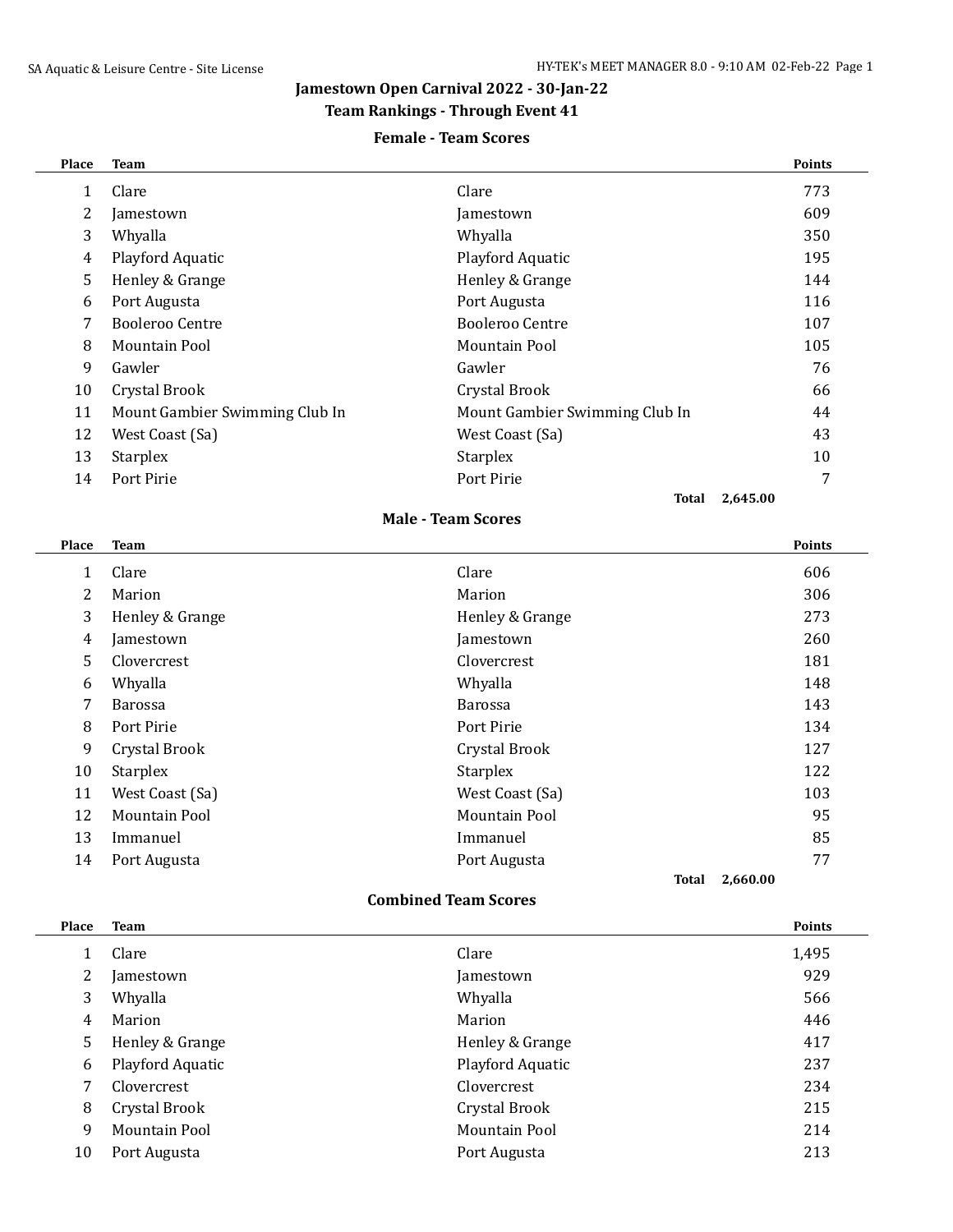# Jamestown Open Carnival 2022 - 30-Jan-22

## Team Rankings - Through Event 41

### Female - Team Scores

| Place | Team | | Points |
|---|---|---|---|
| 1 | Clare | Clare | 773 |
| 2 | Jamestown | Jamestown | 609 |
| 3 | Whyalla | Whyalla | 350 |
| 4 | Playford Aquatic | Playford Aquatic | 195 |
| 5 | Henley & Grange | Henley & Grange | 144 |
| 6 | Port Augusta | Port Augusta | 116 |
| 7 | Booleroo Centre | Booleroo Centre | 107 |
| 8 | Mountain Pool | Mountain Pool | 105 |
| 9 | Gawler | Gawler | 76 |
| 10 | Crystal Brook | Crystal Brook | 66 |
| 11 | Mount Gambier Swimming Club In | Mount Gambier Swimming Club In | 44 |
| 12 | West Coast (Sa) | West Coast (Sa) | 43 |
| 13 | Starplex | Starplex | 10 |
| 14 | Port Pirie | Port Pirie | 7 |
| | | **Total** | **2,645.00** |

### Male - Team Scores

| Place | Team | | Points |
|---|---|---|---|
| 1 | Clare | Clare | 606 |
| 2 | Marion | Marion | 306 |
| 3 | Henley & Grange | Henley & Grange | 273 |
| 4 | Jamestown | Jamestown | 260 |
| 5 | Clovercrest | Clovercrest | 181 |
| 6 | Whyalla | Whyalla | 148 |
| 7 | Barossa | Barossa | 143 |
| 8 | Port Pirie | Port Pirie | 134 |
| 9 | Crystal Brook | Crystal Brook | 127 |
| 10 | Starplex | Starplex | 122 |
| 11 | West Coast (Sa) | West Coast (Sa) | 103 |
| 12 | Mountain Pool | Mountain Pool | 95 |
| 13 | Immanuel | Immanuel | 85 |
| 14 | Port Augusta | Port Augusta | 77 |
| | | **Total** | **2,660.00** |

### Combined Team Scores

| Place | Team | | Points |
|---|---|---|---|
| 1 | Clare | Clare | 1,495 |
| 2 | Jamestown | Jamestown | 929 |
| 3 | Whyalla | Whyalla | 566 |
| 4 | Marion | Marion | 446 |
| 5 | Henley & Grange | Henley & Grange | 417 |
| 6 | Playford Aquatic | Playford Aquatic | 237 |
| 7 | Clovercrest | Clovercrest | 234 |
| 8 | Crystal Brook | Crystal Brook | 215 |
| 9 | Mountain Pool | Mountain Pool | 214 |
| 10 | Port Augusta | Port Augusta | 213 |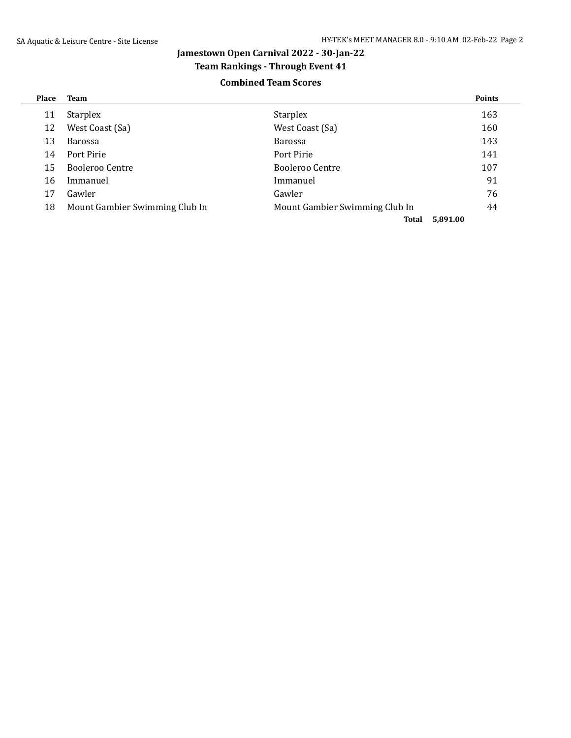## Jamestown Open Carnival 2022 - 30-Jan-22

### Team Rankings - Through Event 41

#### Combined Team Scores

| Place | Team | | Points |
|---|---|---|---|
| 11 | Starplex | Starplex | 163 |
| 12 | West Coast (Sa) | West Coast (Sa) | 160 |
| 13 | Barossa | Barossa | 143 |
| 14 | Port Pirie | Port Pirie | 141 |
| 15 | Booleroo Centre | Booleroo Centre | 107 |
| 16 | Immanuel | Immanuel | 91 |
| 17 | Gawler | Gawler | 76 |
| 18 | Mount Gambier Swimming Club In | Mount Gambier Swimming Club In | 44 |
| | | **Total** | **5,891.00** |